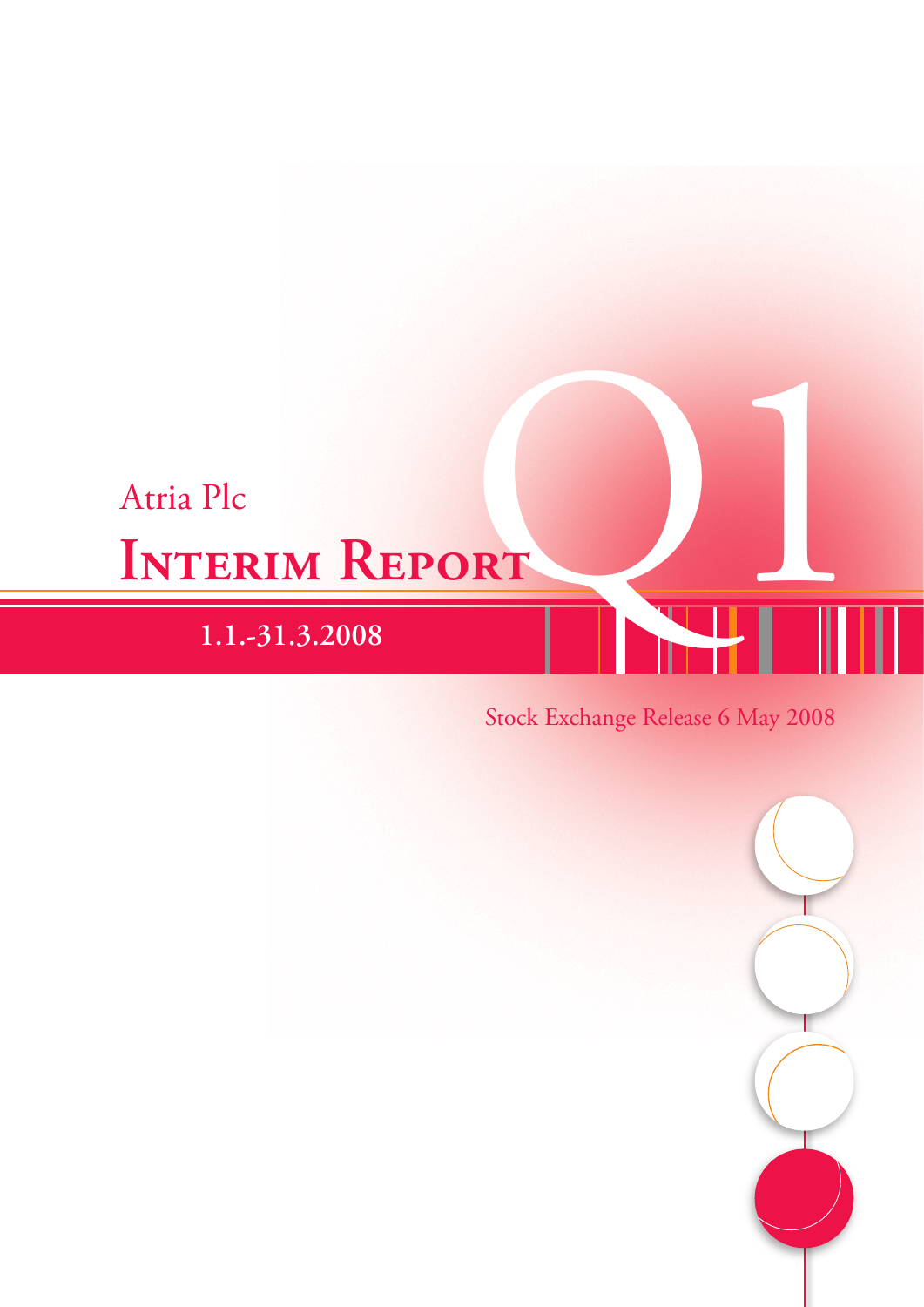Atria Plc

# Interim Report Q1

**1.1.-31.3.2008**

Stock Exchange Release 6 May 2008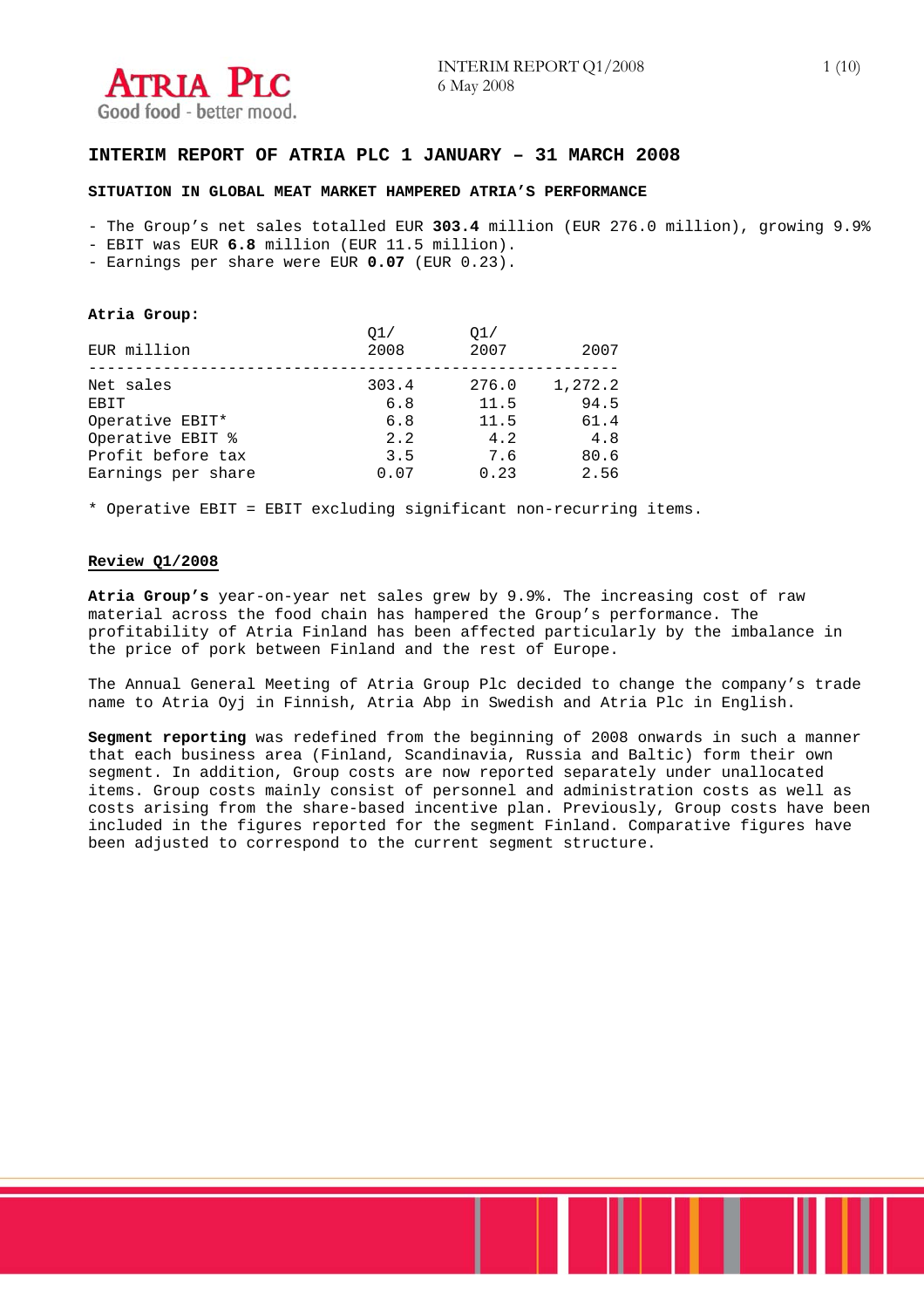# INTERIM REPORT OF ATRIA PLC 1 JANUARY – 31 MARCH 2008

## SITUATION IN GLOBAL MEAT MARKET HAMPERED ATRIA'S PERFORMANCE

- The Group's net sales totalled EUR **303.4** million (EUR 276.0 million), growing 9.9%
- EBIT was EUR **6.8** million (EUR 11.5 million).
- Earnings per share were EUR **0.07** (EUR 0.23).

**Atria Group:**

| EUR million | Q1/ 2008 | Q1/ 2007 | 2007 |
|---|---|---|---|
| Net sales | 303.4 | 276.0 | 1,272.2 |
| EBIT | 6.8 | 11.5 | 94.5 |
| Operative EBIT* | 6.8 | 11.5 | 61.4 |
| Operative EBIT % | 2.2 | 4.2 | 4.8 |
| Profit before tax | 3.5 | 7.6 | 80.6 |
| Earnings per share | 0.07 | 0.23 | 2.56 |

* Operative EBIT = EBIT excluding significant non-recurring items.

### Review Q1/2008

**Atria Group's** year-on-year net sales grew by 9.9%. The increasing cost of raw material across the food chain has hampered the Group's performance. The profitability of Atria Finland has been affected particularly by the imbalance in the price of pork between Finland and the rest of Europe.

The Annual General Meeting of Atria Group Plc decided to change the company's trade name to Atria Oyj in Finnish, Atria Abp in Swedish and Atria Plc in English.

**Segment reporting** was redefined from the beginning of 2008 onwards in such a manner that each business area (Finland, Scandinavia, Russia and Baltic) form their own segment. In addition, Group costs are now reported separately under unallocated items. Group costs mainly consist of personnel and administration costs as well as costs arising from the share-based incentive plan. Previously, Group costs have been included in the figures reported for the segment Finland. Comparative figures have been adjusted to correspond to the current segment structure.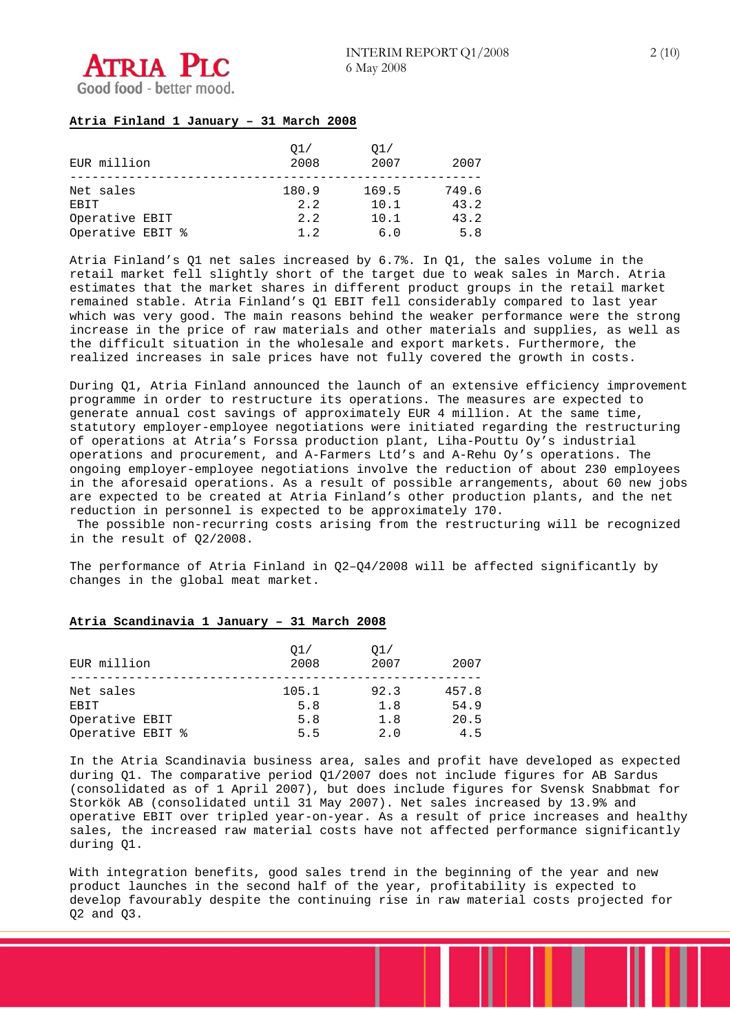## Atria Finland 1 January – 31 March 2008

| EUR million | Q1/ 2008 | Q1/ 2007 | 2007 |
|---|---|---|---|
| Net sales | 180.9 | 169.5 | 749.6 |
| EBIT | 2.2 | 10.1 | 43.2 |
| Operative EBIT | 2.2 | 10.1 | 43.2 |
| Operative EBIT % | 1.2 | 6.0 | 5.8 |

Atria Finland's Q1 net sales increased by 6.7%. In Q1, the sales volume in the retail market fell slightly short of the target due to weak sales in March. Atria estimates that the market shares in different product groups in the retail market remained stable. Atria Finland's Q1 EBIT fell considerably compared to last year which was very good. The main reasons behind the weaker performance were the strong increase in the price of raw materials and other materials and supplies, as well as the difficult situation in the wholesale and export markets. Furthermore, the realized increases in sale prices have not fully covered the growth in costs.

During Q1, Atria Finland announced the launch of an extensive efficiency improvement programme in order to restructure its operations. The measures are expected to generate annual cost savings of approximately EUR 4 million. At the same time, statutory employer-employee negotiations were initiated regarding the restructuring of operations at Atria's Forssa production plant, Liha-Pouttu Oy's industrial operations and procurement, and A-Farmers Ltd's and A-Rehu Oy's operations. The ongoing employer-employee negotiations involve the reduction of about 230 employees in the aforesaid operations. As a result of possible arrangements, about 60 new jobs are expected to be created at Atria Finland's other production plants, and the net reduction in personnel is expected to be approximately 170.
The possible non-recurring costs arising from the restructuring will be recognized in the result of Q2/2008.

The performance of Atria Finland in Q2–Q4/2008 will be affected significantly by changes in the global meat market.

## Atria Scandinavia 1 January – 31 March 2008

| EUR million | Q1/ 2008 | Q1/ 2007 | 2007 |
|---|---|---|---|
| Net sales | 105.1 | 92.3 | 457.8 |
| EBIT | 5.8 | 1.8 | 54.9 |
| Operative EBIT | 5.8 | 1.8 | 20.5 |
| Operative EBIT % | 5.5 | 2.0 | 4.5 |

In the Atria Scandinavia business area, sales and profit have developed as expected during Q1. The comparative period Q1/2007 does not include figures for AB Sardus (consolidated as of 1 April 2007), but does include figures for Svensk Snabbmat for Storkök AB (consolidated until 31 May 2007). Net sales increased by 13.9% and operative EBIT over tripled year-on-year. As a result of price increases and healthy sales, the increased raw material costs have not affected performance significantly during Q1.

With integration benefits, good sales trend in the beginning of the year and new product launches in the second half of the year, profitability is expected to develop favourably despite the continuing rise in raw material costs projected for Q2 and Q3.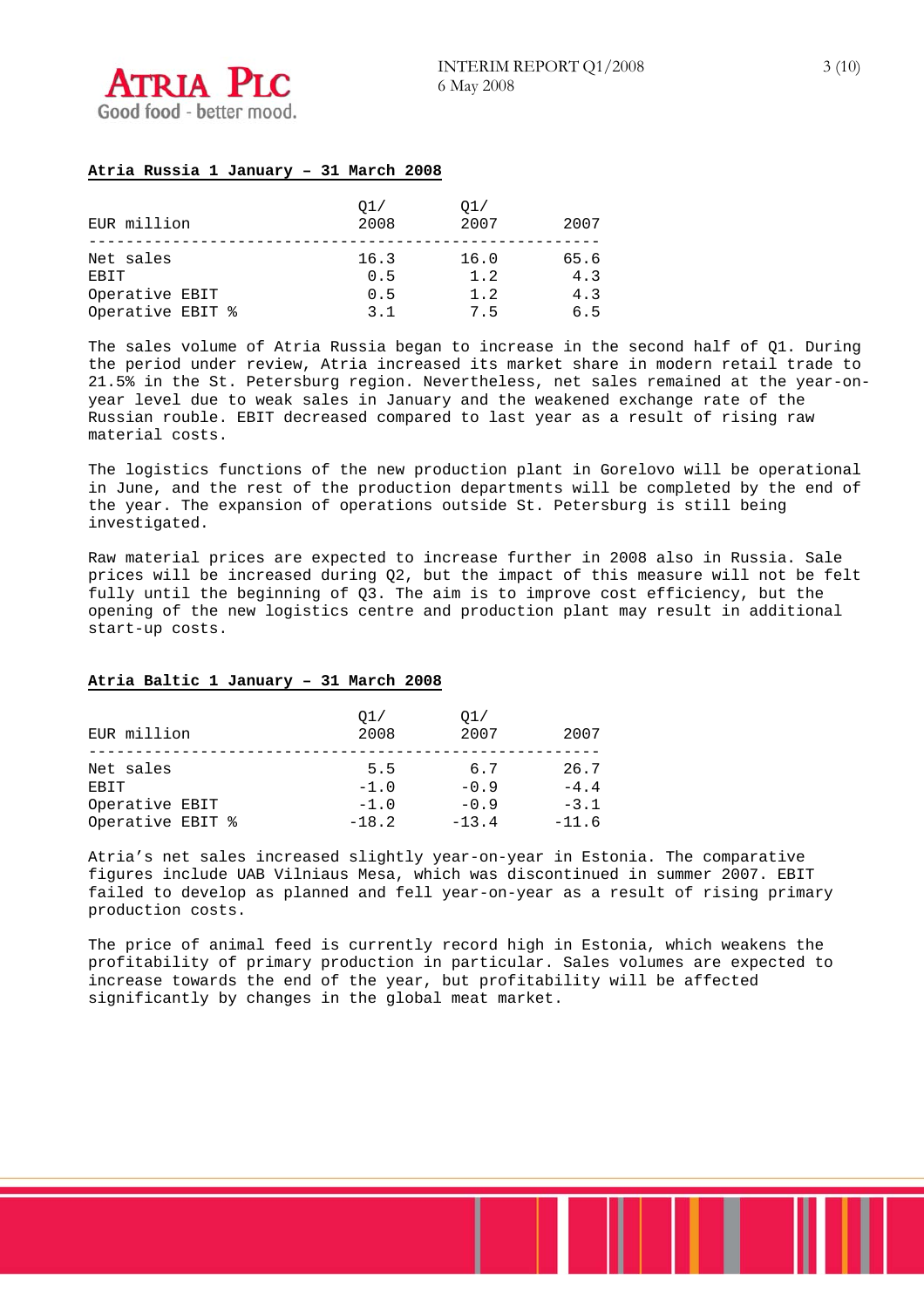## Atria Russia 1 January – 31 March 2008

| EUR million | Q1/ 2008 | Q1/ 2007 | 2007 |
|---|---|---|---|
| Net sales | 16.3 | 16.0 | 65.6 |
| EBIT | 0.5 | 1.2 | 4.3 |
| Operative EBIT | 0.5 | 1.2 | 4.3 |
| Operative EBIT % | 3.1 | 7.5 | 6.5 |

The sales volume of Atria Russia began to increase in the second half of Q1. During the period under review, Atria increased its market share in modern retail trade to 21.5% in the St. Petersburg region. Nevertheless, net sales remained at the year-on-year level due to weak sales in January and the weakened exchange rate of the Russian rouble. EBIT decreased compared to last year as a result of rising raw material costs.

The logistics functions of the new production plant in Gorelovo will be operational in June, and the rest of the production departments will be completed by the end of the year. The expansion of operations outside St. Petersburg is still being investigated.

Raw material prices are expected to increase further in 2008 also in Russia. Sale prices will be increased during Q2, but the impact of this measure will not be felt fully until the beginning of Q3. The aim is to improve cost efficiency, but the opening of the new logistics centre and production plant may result in additional start-up costs.

## Atria Baltic 1 January – 31 March 2008

| EUR million | Q1/ 2008 | Q1/ 2007 | 2007 |
|---|---|---|---|
| Net sales | 5.5 | 6.7 | 26.7 |
| EBIT | -1.0 | -0.9 | -4.4 |
| Operative EBIT | -1.0 | -0.9 | -3.1 |
| Operative EBIT % | -18.2 | -13.4 | -11.6 |

Atria's net sales increased slightly year-on-year in Estonia. The comparative figures include UAB Vilniaus Mesa, which was discontinued in summer 2007. EBIT failed to develop as planned and fell year-on-year as a result of rising primary production costs.

The price of animal feed is currently record high in Estonia, which weakens the profitability of primary production in particular. Sales volumes are expected to increase towards the end of the year, but profitability will be affected significantly by changes in the global meat market.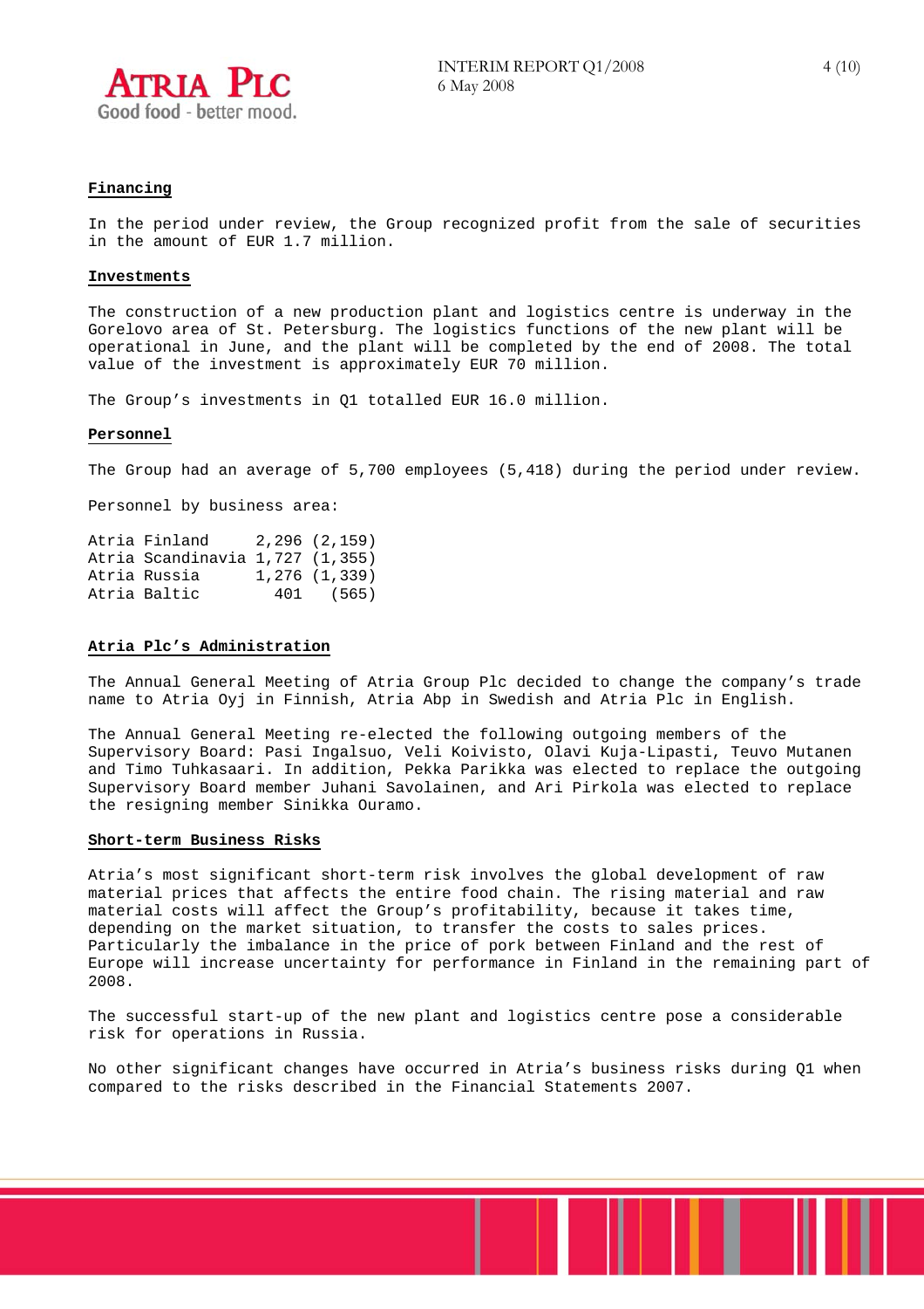## Financing

In the period under review, the Group recognized profit from the sale of securities in the amount of EUR 1.7 million.

## Investments

The construction of a new production plant and logistics centre is underway in the Gorelovo area of St. Petersburg. The logistics functions of the new plant will be operational in June, and the plant will be completed by the end of 2008. The total value of the investment is approximately EUR 70 million.

The Group's investments in Q1 totalled EUR 16.0 million.

## Personnel

The Group had an average of 5,700 employees (5,418) during the period under review.

Personnel by business area:

| | |
|---|---|
| Atria Finland | 2,296 (2,159) |
| Atria Scandinavia | 1,727 (1,355) |
| Atria Russia | 1,276 (1,339) |
| Atria Baltic | 401 (565) |

## Atria Plc's Administration

The Annual General Meeting of Atria Group Plc decided to change the company's trade name to Atria Oyj in Finnish, Atria Abp in Swedish and Atria Plc in English.

The Annual General Meeting re-elected the following outgoing members of the Supervisory Board: Pasi Ingalsuo, Veli Koivisto, Olavi Kuja-Lipasti, Teuvo Mutanen and Timo Tuhkasaari. In addition, Pekka Parikka was elected to replace the outgoing Supervisory Board member Juhani Savolainen, and Ari Pirkola was elected to replace the resigning member Sinikka Ouramo.

## Short-term Business Risks

Atria's most significant short-term risk involves the global development of raw material prices that affects the entire food chain. The rising material and raw material costs will affect the Group's profitability, because it takes time, depending on the market situation, to transfer the costs to sales prices. Particularly the imbalance in the price of pork between Finland and the rest of Europe will increase uncertainty for performance in Finland in the remaining part of 2008.

The successful start-up of the new plant and logistics centre pose a considerable risk for operations in Russia.

No other significant changes have occurred in Atria's business risks during Q1 when compared to the risks described in the Financial Statements 2007.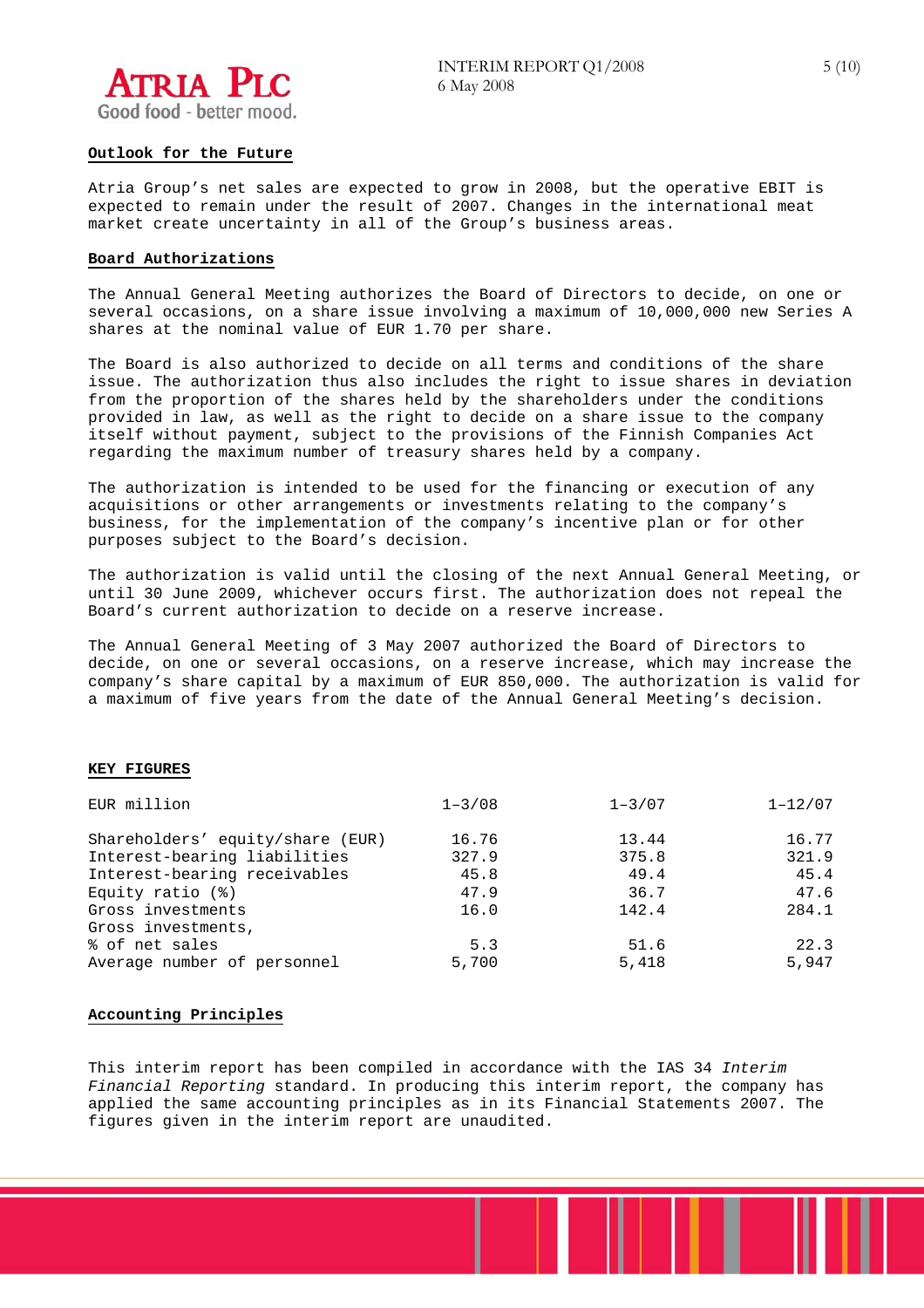## Outlook for the Future

Atria Group’s net sales are expected to grow in 2008, but the operative EBIT is expected to remain under the result of 2007. Changes in the international meat market create uncertainty in all of the Group’s business areas.

## Board Authorizations

The Annual General Meeting authorizes the Board of Directors to decide, on one or several occasions, on a share issue involving a maximum of 10,000,000 new Series A shares at the nominal value of EUR 1.70 per share.

The Board is also authorized to decide on all terms and conditions of the share issue. The authorization thus also includes the right to issue shares in deviation from the proportion of the shares held by the shareholders under the conditions provided in law, as well as the right to decide on a share issue to the company itself without payment, subject to the provisions of the Finnish Companies Act regarding the maximum number of treasury shares held by a company.

The authorization is intended to be used for the financing or execution of any acquisitions or other arrangements or investments relating to the company’s business, for the implementation of the company’s incentive plan or for other purposes subject to the Board’s decision.

The authorization is valid until the closing of the next Annual General Meeting, or until 30 June 2009, whichever occurs first. The authorization does not repeal the Board’s current authorization to decide on a reserve increase.

The Annual General Meeting of 3 May 2007 authorized the Board of Directors to decide, on one or several occasions, on a reserve increase, which may increase the company’s share capital by a maximum of EUR 850,000. The authorization is valid for a maximum of five years from the date of the Annual General Meeting’s decision.

## KEY FIGURES

| EUR million | 1–3/08 | 1–3/07 | 1–12/07 |
|---|---|---|---|
| Shareholders’ equity/share (EUR) | 16.76 | 13.44 | 16.77 |
| Interest-bearing liabilities | 327.9 | 375.8 | 321.9 |
| Interest-bearing receivables | 45.8 | 49.4 | 45.4 |
| Equity ratio (%) | 47.9 | 36.7 | 47.6 |
| Gross investments | 16.0 | 142.4 | 284.1 |
| Gross investments, % of net sales | 5.3 | 51.6 | 22.3 |
| Average number of personnel | 5,700 | 5,418 | 5,947 |

## Accounting Principles

This interim report has been compiled in accordance with the IAS 34 *Interim Financial Reporting* standard. In producing this interim report, the company has applied the same accounting principles as in its Financial Statements 2007. The figures given in the interim report are unaudited.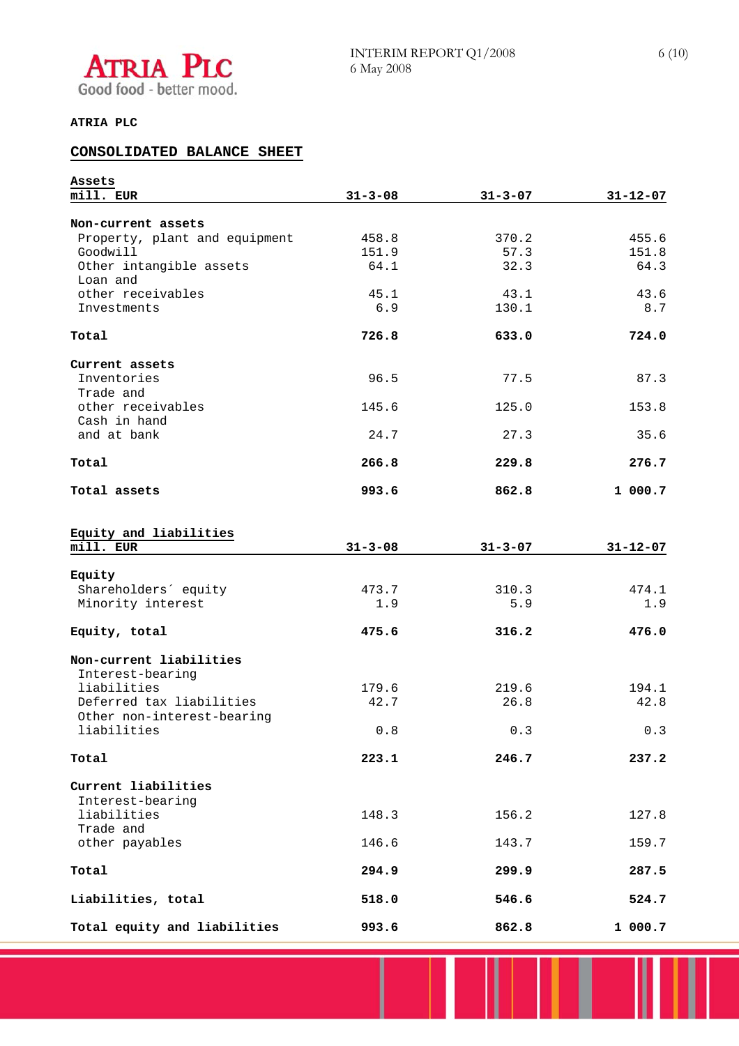**ATRIA PLC**

## CONSOLIDATED BALANCE SHEET

| Assets<br>mill. EUR | 31-3-08 | 31-3-07 | 31-12-07 |
|---|---|---|---|
| **Non-current assets** | | | |
| Property, plant and equipment | 458.8 | 370.2 | 455.6 |
| Goodwill | 151.9 | 57.3 | 151.8 |
| Other intangible assets | 64.1 | 32.3 | 64.3 |
| Loan and other receivables | 45.1 | 43.1 | 43.6 |
| Investments | 6.9 | 130.1 | 8.7 |
| **Total** | **726.8** | **633.0** | **724.0** |
| **Current assets** | | | |
| Inventories | 96.5 | 77.5 | 87.3 |
| Trade and other receivables | 145.6 | 125.0 | 153.8 |
| Cash in hand and at bank | 24.7 | 27.3 | 35.6 |
| **Total** | **266.8** | **229.8** | **276.7** |
| **Total assets** | **993.6** | **862.8** | **1 000.7** |

| Equity and liabilities<br>mill. EUR | 31-3-08 | 31-3-07 | 31-12-07 |
|---|---|---|---|
| **Equity** | | | |
| Shareholders´ equity | 473.7 | 310.3 | 474.1 |
| Minority interest | 1.9 | 5.9 | 1.9 |
| **Equity, total** | **475.6** | **316.2** | **476.0** |
| **Non-current liabilities** | | | |
| Interest-bearing liabilities | 179.6 | 219.6 | 194.1 |
| Deferred tax liabilities | 42.7 | 26.8 | 42.8 |
| Other non-interest-bearing liabilities | 0.8 | 0.3 | 0.3 |
| **Total** | **223.1** | **246.7** | **237.2** |
| **Current liabilities** | | | |
| Interest-bearing liabilities | 148.3 | 156.2 | 127.8 |
| Trade and other payables | 146.6 | 143.7 | 159.7 |
| **Total** | **294.9** | **299.9** | **287.5** |
| **Liabilities, total** | **518.0** | **546.6** | **524.7** |
| **Total equity and liabilities** | **993.6** | **862.8** | **1 000.7** |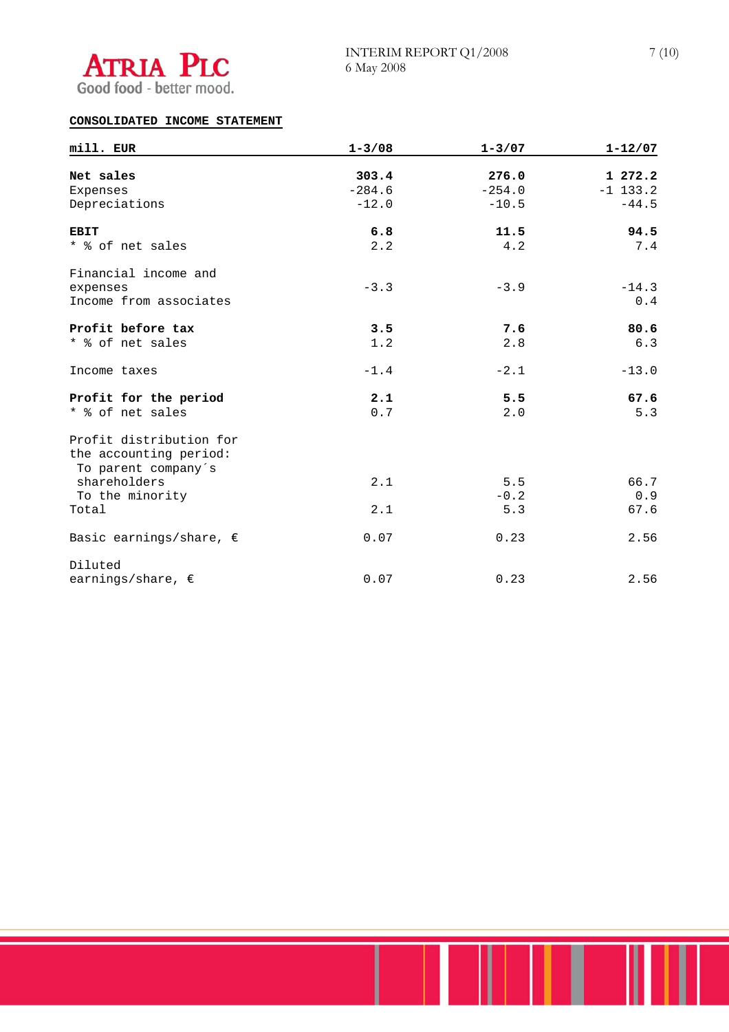## CONSOLIDATED INCOME STATEMENT

| mill. EUR | 1-3/08 | 1-3/07 | 1-12/07 |
|---|---|---|---|
| **Net sales** | **303.4** | **276.0** | **1 272.2** |
| Expenses | -284.6 | -254.0 | -1 133.2 |
| Depreciations | -12.0 | -10.5 | -44.5 |
| **EBIT** | **6.8** | **11.5** | **94.5** |
| * % of net sales | 2.2 | 4.2 | 7.4 |
| Financial income and expenses | -3.3 | -3.9 | -14.3 |
| Income from associates | | | 0.4 |
| **Profit before tax** | **3.5** | **7.6** | **80.6** |
| * % of net sales | 1.2 | 2.8 | 6.3 |
| Income taxes | -1.4 | -2.1 | -13.0 |
| **Profit for the period** | **2.1** | **5.5** | **67.6** |
| * % of net sales | 0.7 | 2.0 | 5.3 |
| Profit distribution for the accounting period: | | | |
| To parent company´s shareholders | 2.1 | 5.5 | 66.7 |
| To the minority | | -0.2 | 0.9 |
| Total | 2.1 | 5.3 | 67.6 |
| Basic earnings/share, € | 0.07 | 0.23 | 2.56 |
| Diluted earnings/share, € | 0.07 | 0.23 | 2.56 |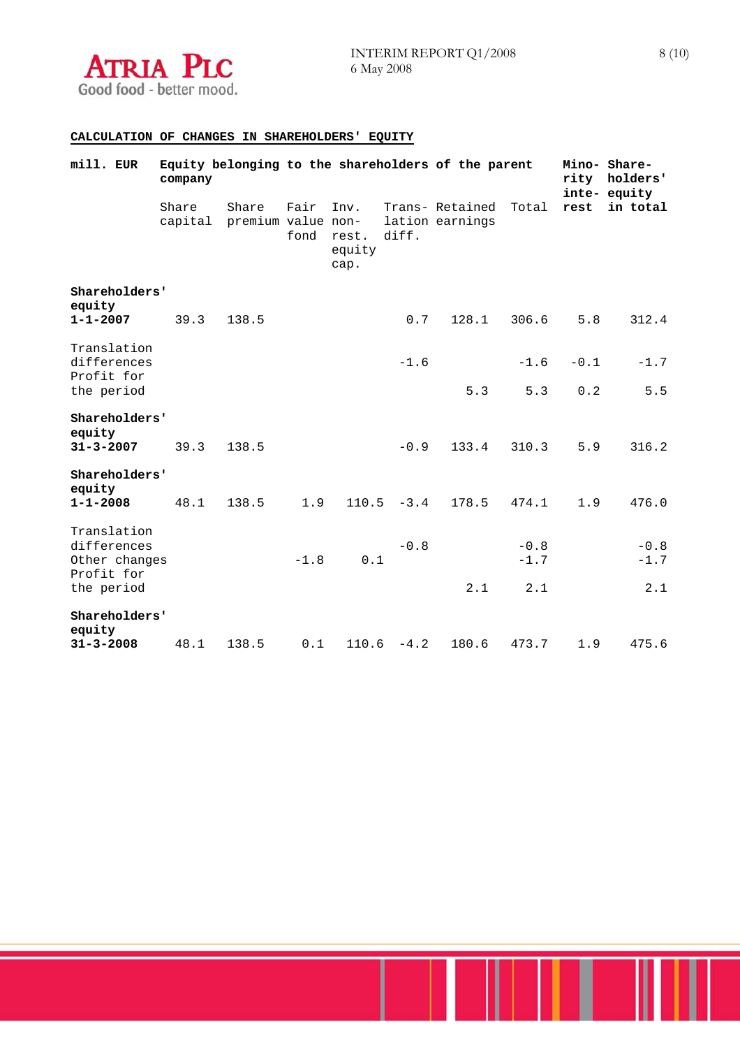## CALCULATION OF CHANGES IN SHAREHOLDERS' EQUITY

| mill. EUR | Equity belonging to the shareholders of the parent company | | | | | | | Minority interest | Shareholders' equity in total |
|---|---|---|---|---|---|---|---|---|---|
| | Share capital | Share premium | Fair value fond | Inv. non-rest. equity cap. | Translation diff. | Retained earnings | Total | | |
| **Shareholders' equity 1-1-2007** | 39.3 | 138.5 | | | 0.7 | 128.1 | 306.6 | 5.8 | 312.4 |
| Translation differences | | | | | -1.6 | | -1.6 | -0.1 | -1.7 |
| Profit for the period | | | | | | 5.3 | 5.3 | 0.2 | 5.5 |
| **Shareholders' equity 31-3-2007** | 39.3 | 138.5 | | | -0.9 | 133.4 | 310.3 | 5.9 | 316.2 |
| **Shareholders' equity 1-1-2008** | 48.1 | 138.5 | 1.9 | 110.5 | -3.4 | 178.5 | 474.1 | 1.9 | 476.0 |
| Translation differences | | | | | -0.8 | | -0.8 | | -0.8 |
| Other changes | | | -1.8 | 0.1 | | | -1.7 | | -1.7 |
| Profit for the period | | | | | | 2.1 | 2.1 | | 2.1 |
| **Shareholders' equity 31-3-2008** | 48.1 | 138.5 | 0.1 | 110.6 | -4.2 | 180.6 | 473.7 | 1.9 | 475.6 |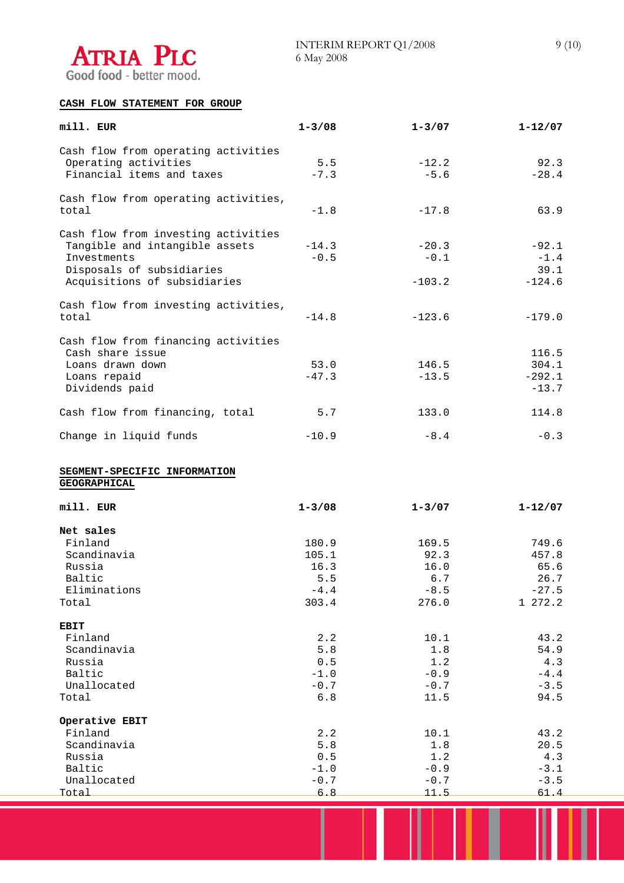## CASH FLOW STATEMENT FOR GROUP

| mill. EUR | 1-3/08 | 1-3/07 | 1-12/07 |
|---|---|---|---|
| Cash flow from operating activities | | | |
| Operating activities | 5.5 | -12.2 | 92.3 |
| Financial items and taxes | -7.3 | -5.6 | -28.4 |
| Cash flow from operating activities, total | -1.8 | -17.8 | 63.9 |
| Cash flow from investing activities | | | |
| Tangible and intangible assets | -14.3 | -20.3 | -92.1 |
| Investments | -0.5 | -0.1 | -1.4 |
| Disposals of subsidiaries | | | 39.1 |
| Acquisitions of subsidiaries | | -103.2 | -124.6 |
| Cash flow from investing activities, total | -14.8 | -123.6 | -179.0 |
| Cash flow from financing activities | | | |
| Cash share issue | | | 116.5 |
| Loans drawn down | 53.0 | 146.5 | 304.1 |
| Loans repaid | -47.3 | -13.5 | -292.1 |
| Dividends paid | | | -13.7 |
| Cash flow from financing, total | 5.7 | 133.0 | 114.8 |
| Change in liquid funds | -10.9 | -8.4 | -0.3 |

## SEGMENT-SPECIFIC INFORMATION GEOGRAPHICAL

| mill. EUR | 1-3/08 | 1-3/07 | 1-12/07 |
|---|---|---|---|
| **Net sales** | | | |
| Finland | 180.9 | 169.5 | 749.6 |
| Scandinavia | 105.1 | 92.3 | 457.8 |
| Russia | 16.3 | 16.0 | 65.6 |
| Baltic | 5.5 | 6.7 | 26.7 |
| Eliminations | -4.4 | -8.5 | -27.5 |
| Total | 303.4 | 276.0 | 1 272.2 |
| **EBIT** | | | |
| Finland | 2.2 | 10.1 | 43.2 |
| Scandinavia | 5.8 | 1.8 | 54.9 |
| Russia | 0.5 | 1.2 | 4.3 |
| Baltic | -1.0 | -0.9 | -4.4 |
| Unallocated | -0.7 | -0.7 | -3.5 |
| Total | 6.8 | 11.5 | 94.5 |
| **Operative EBIT** | | | |
| Finland | 2.2 | 10.1 | 43.2 |
| Scandinavia | 5.8 | 1.8 | 20.5 |
| Russia | 0.5 | 1.2 | 4.3 |
| Baltic | -1.0 | -0.9 | -3.1 |
| Unallocated | -0.7 | -0.7 | -3.5 |
| Total | 6.8 | 11.5 | 61.4 |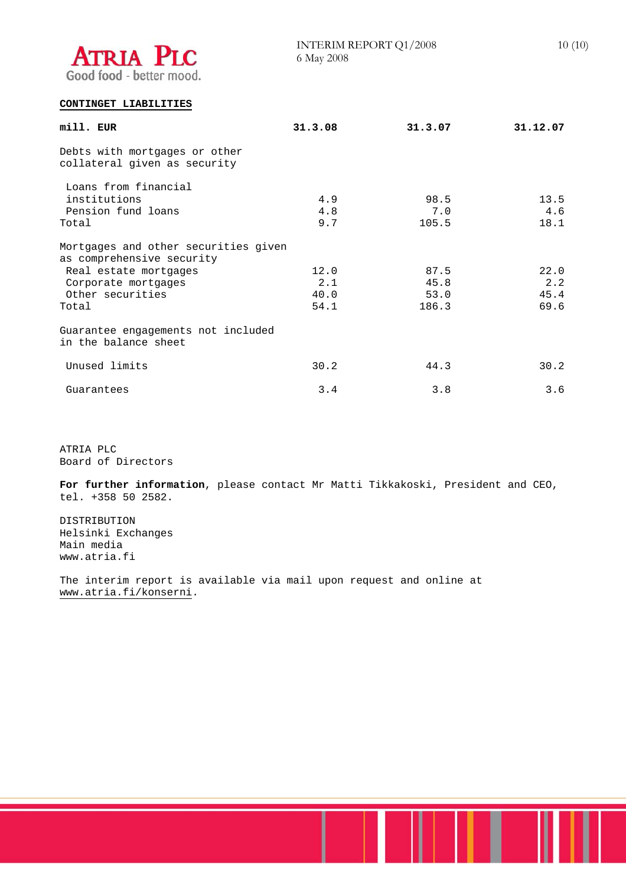## CONTINGET LIABILITIES

| mill. EUR | 31.3.08 | 31.3.07 | 31.12.07 |
|---|---|---|---|
| Debts with mortgages or other collateral given as security | | | |
| Loans from financial institutions | 4.9 | 98.5 | 13.5 |
| Pension fund loans | 4.8 | 7.0 | 4.6 |
| Total | 9.7 | 105.5 | 18.1 |
| Mortgages and other securities given as comprehensive security | | | |
| Real estate mortgages | 12.0 | 87.5 | 22.0 |
| Corporate mortgages | 2.1 | 45.8 | 2.2 |
| Other securities | 40.0 | 53.0 | 45.4 |
| Total | 54.1 | 186.3 | 69.6 |
| Guarantee engagements not included in the balance sheet | | | |
| Unused limits | 30.2 | 44.3 | 30.2 |
| Guarantees | 3.4 | 3.8 | 3.6 |

ATRIA PLC
Board of Directors

**For further information**, please contact Mr Matti Tikkakoski, President and CEO, tel. +358 50 2582.

DISTRIBUTION
Helsinki Exchanges
Main media
www.atria.fi

The interim report is available via mail upon request and online at www.atria.fi/konserni.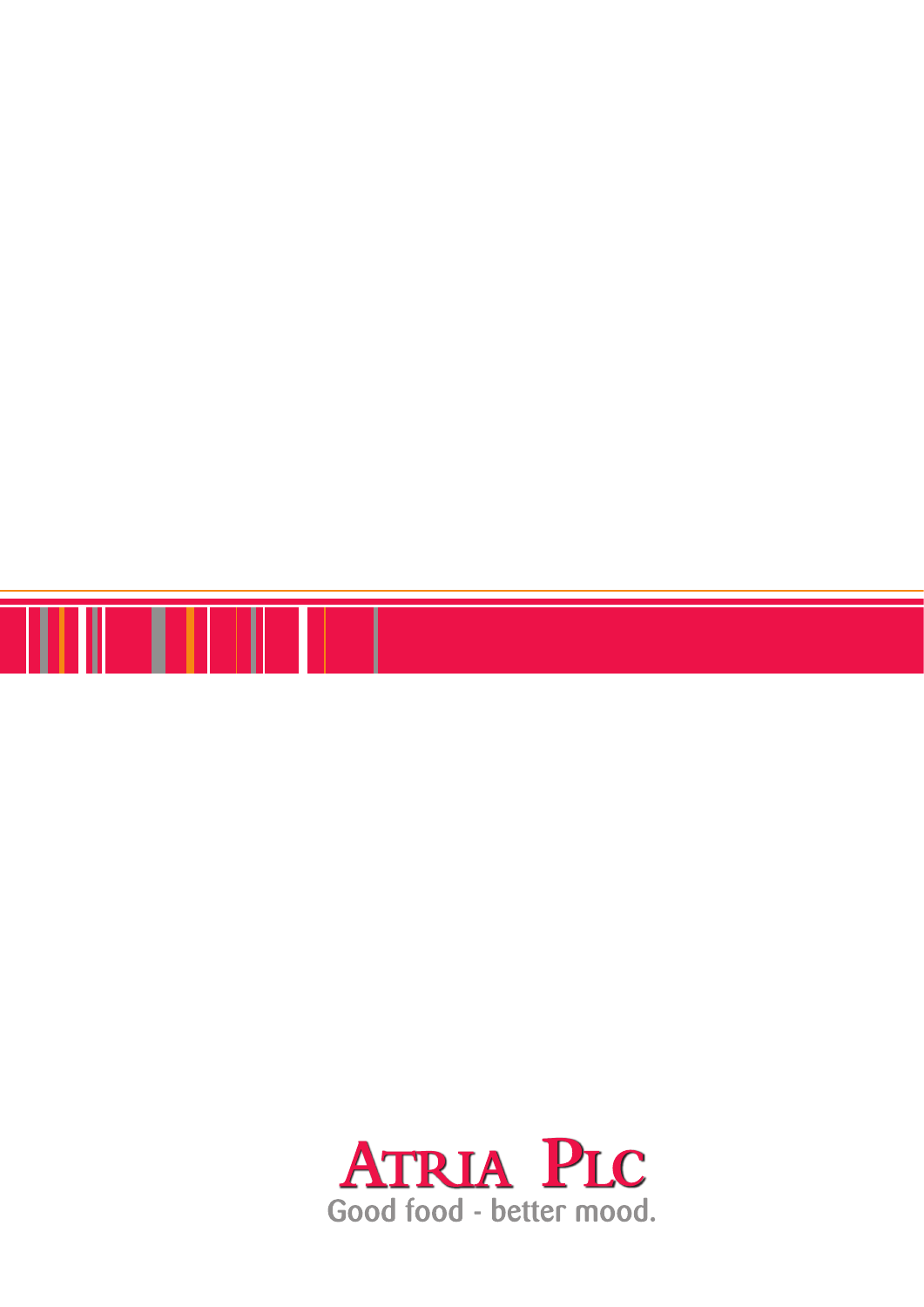ATRIA PLC

Good food - better mood.